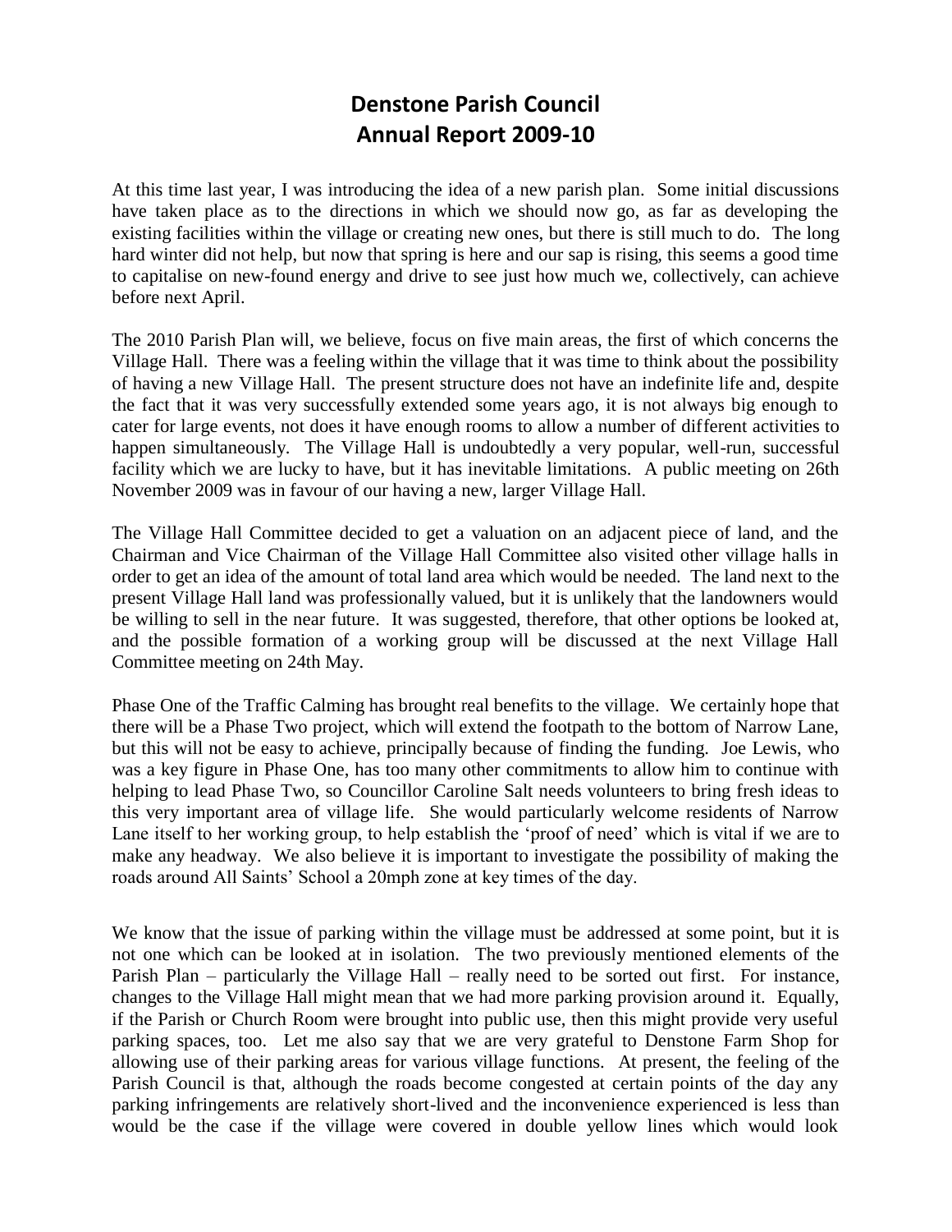# Denstone Parish Council
# Annual Report 2009-10

At this time last year, I was introducing the idea of a new parish plan. Some initial discussions have taken place as to the directions in which we should now go, as far as developing the existing facilities within the village or creating new ones, but there is still much to do. The long hard winter did not help, but now that spring is here and our sap is rising, this seems a good time to capitalise on new-found energy and drive to see just how much we, collectively, can achieve before next April.

The 2010 Parish Plan will, we believe, focus on five main areas, the first of which concerns the Village Hall. There was a feeling within the village that it was time to think about the possibility of having a new Village Hall. The present structure does not have an indefinite life and, despite the fact that it was very successfully extended some years ago, it is not always big enough to cater for large events, not does it have enough rooms to allow a number of different activities to happen simultaneously. The Village Hall is undoubtedly a very popular, well-run, successful facility which we are lucky to have, but it has inevitable limitations. A public meeting on 26th November 2009 was in favour of our having a new, larger Village Hall.

The Village Hall Committee decided to get a valuation on an adjacent piece of land, and the Chairman and Vice Chairman of the Village Hall Committee also visited other village halls in order to get an idea of the amount of total land area which would be needed. The land next to the present Village Hall land was professionally valued, but it is unlikely that the landowners would be willing to sell in the near future. It was suggested, therefore, that other options be looked at, and the possible formation of a working group will be discussed at the next Village Hall Committee meeting on 24th May.

Phase One of the Traffic Calming has brought real benefits to the village. We certainly hope that there will be a Phase Two project, which will extend the footpath to the bottom of Narrow Lane, but this will not be easy to achieve, principally because of finding the funding. Joe Lewis, who was a key figure in Phase One, has too many other commitments to allow him to continue with helping to lead Phase Two, so Councillor Caroline Salt needs volunteers to bring fresh ideas to this very important area of village life. She would particularly welcome residents of Narrow Lane itself to her working group, to help establish the 'proof of need' which is vital if we are to make any headway. We also believe it is important to investigate the possibility of making the roads around All Saints' School a 20mph zone at key times of the day.

We know that the issue of parking within the village must be addressed at some point, but it is not one which can be looked at in isolation. The two previously mentioned elements of the Parish Plan – particularly the Village Hall – really need to be sorted out first. For instance, changes to the Village Hall might mean that we had more parking provision around it. Equally, if the Parish or Church Room were brought into public use, then this might provide very useful parking spaces, too. Let me also say that we are very grateful to Denstone Farm Shop for allowing use of their parking areas for various village functions. At present, the feeling of the Parish Council is that, although the roads become congested at certain points of the day any parking infringements are relatively short-lived and the inconvenience experienced is less than would be the case if the village were covered in double yellow lines which would look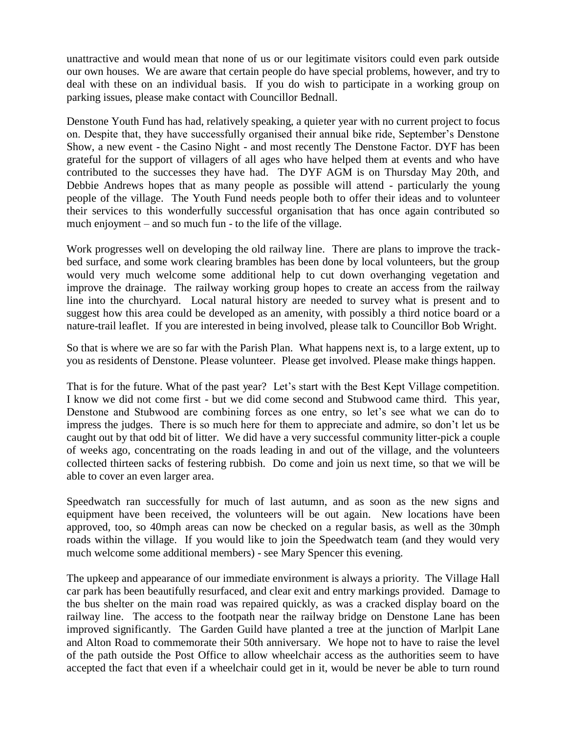unattractive and would mean that none of us or our legitimate visitors could even park outside our own houses. We are aware that certain people do have special problems, however, and try to deal with these on an individual basis. If you do wish to participate in a working group on parking issues, please make contact with Councillor Bednall.

Denstone Youth Fund has had, relatively speaking, a quieter year with no current project to focus on. Despite that, they have successfully organised their annual bike ride, September's Denstone Show, a new event - the Casino Night - and most recently The Denstone Factor. DYF has been grateful for the support of villagers of all ages who have helped them at events and who have contributed to the successes they have had. The DYF AGM is on Thursday May 20th, and Debbie Andrews hopes that as many people as possible will attend - particularly the young people of the village. The Youth Fund needs people both to offer their ideas and to volunteer their services to this wonderfully successful organisation that has once again contributed so much enjoyment – and so much fun - to the life of the village.

Work progresses well on developing the old railway line. There are plans to improve the track-bed surface, and some work clearing brambles has been done by local volunteers, but the group would very much welcome some additional help to cut down overhanging vegetation and improve the drainage. The railway working group hopes to create an access from the railway line into the churchyard. Local natural history are needed to survey what is present and to suggest how this area could be developed as an amenity, with possibly a third notice board or a nature-trail leaflet. If you are interested in being involved, please talk to Councillor Bob Wright.

So that is where we are so far with the Parish Plan. What happens next is, to a large extent, up to you as residents of Denstone. Please volunteer. Please get involved. Please make things happen.

That is for the future. What of the past year? Let's start with the Best Kept Village competition. I know we did not come first - but we did come second and Stubwood came third. This year, Denstone and Stubwood are combining forces as one entry, so let's see what we can do to impress the judges. There is so much here for them to appreciate and admire, so don't let us be caught out by that odd bit of litter. We did have a very successful community litter-pick a couple of weeks ago, concentrating on the roads leading in and out of the village, and the volunteers collected thirteen sacks of festering rubbish. Do come and join us next time, so that we will be able to cover an even larger area.

Speedwatch ran successfully for much of last autumn, and as soon as the new signs and equipment have been received, the volunteers will be out again. New locations have been approved, too, so 40mph areas can now be checked on a regular basis, as well as the 30mph roads within the village. If you would like to join the Speedwatch team (and they would very much welcome some additional members) - see Mary Spencer this evening.

The upkeep and appearance of our immediate environment is always a priority. The Village Hall car park has been beautifully resurfaced, and clear exit and entry markings provided. Damage to the bus shelter on the main road was repaired quickly, as was a cracked display board on the railway line. The access to the footpath near the railway bridge on Denstone Lane has been improved significantly. The Garden Guild have planted a tree at the junction of Marlpit Lane and Alton Road to commemorate their 50th anniversary. We hope not to have to raise the level of the path outside the Post Office to allow wheelchair access as the authorities seem to have accepted the fact that even if a wheelchair could get in it, would be never be able to turn round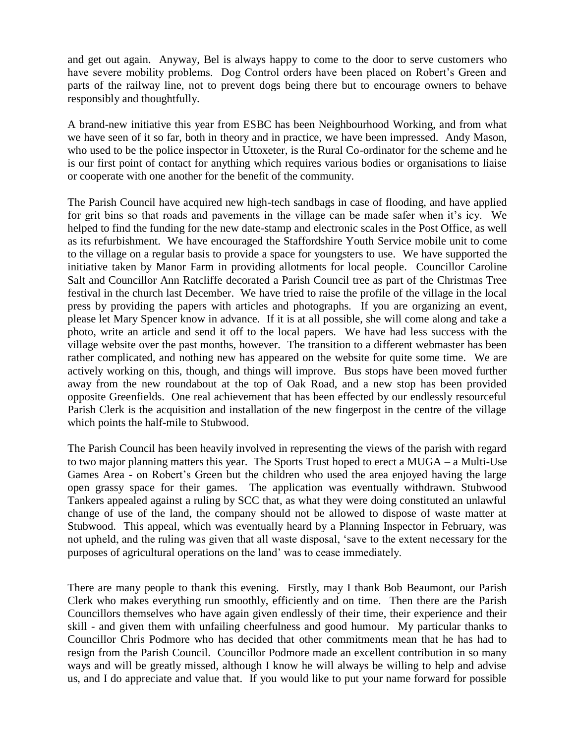and get out again. Anyway, Bel is always happy to come to the door to serve customers who have severe mobility problems. Dog Control orders have been placed on Robert's Green and parts of the railway line, not to prevent dogs being there but to encourage owners to behave responsibly and thoughtfully.

A brand-new initiative this year from ESBC has been Neighbourhood Working, and from what we have seen of it so far, both in theory and in practice, we have been impressed. Andy Mason, who used to be the police inspector in Uttoxeter, is the Rural Co-ordinator for the scheme and he is our first point of contact for anything which requires various bodies or organisations to liaise or cooperate with one another for the benefit of the community.

The Parish Council have acquired new high-tech sandbags in case of flooding, and have applied for grit bins so that roads and pavements in the village can be made safer when it's icy. We helped to find the funding for the new date-stamp and electronic scales in the Post Office, as well as its refurbishment. We have encouraged the Staffordshire Youth Service mobile unit to come to the village on a regular basis to provide a space for youngsters to use. We have supported the initiative taken by Manor Farm in providing allotments for local people. Councillor Caroline Salt and Councillor Ann Ratcliffe decorated a Parish Council tree as part of the Christmas Tree festival in the church last December. We have tried to raise the profile of the village in the local press by providing the papers with articles and photographs. If you are organizing an event, please let Mary Spencer know in advance. If it is at all possible, she will come along and take a photo, write an article and send it off to the local papers. We have had less success with the village website over the past months, however. The transition to a different webmaster has been rather complicated, and nothing new has appeared on the website for quite some time. We are actively working on this, though, and things will improve. Bus stops have been moved further away from the new roundabout at the top of Oak Road, and a new stop has been provided opposite Greenfields. One real achievement that has been effected by our endlessly resourceful Parish Clerk is the acquisition and installation of the new fingerpost in the centre of the village which points the half-mile to Stubwood.

The Parish Council has been heavily involved in representing the views of the parish with regard to two major planning matters this year. The Sports Trust hoped to erect a MUGA – a Multi-Use Games Area - on Robert's Green but the children who used the area enjoyed having the large open grassy space for their games. The application was eventually withdrawn. Stubwood Tankers appealed against a ruling by SCC that, as what they were doing constituted an unlawful change of use of the land, the company should not be allowed to dispose of waste matter at Stubwood. This appeal, which was eventually heard by a Planning Inspector in February, was not upheld, and the ruling was given that all waste disposal, 'save to the extent necessary for the purposes of agricultural operations on the land' was to cease immediately.

There are many people to thank this evening. Firstly, may I thank Bob Beaumont, our Parish Clerk who makes everything run smoothly, efficiently and on time. Then there are the Parish Councillors themselves who have again given endlessly of their time, their experience and their skill - and given them with unfailing cheerfulness and good humour. My particular thanks to Councillor Chris Podmore who has decided that other commitments mean that he has had to resign from the Parish Council. Councillor Podmore made an excellent contribution in so many ways and will be greatly missed, although I know he will always be willing to help and advise us, and I do appreciate and value that. If you would like to put your name forward for possible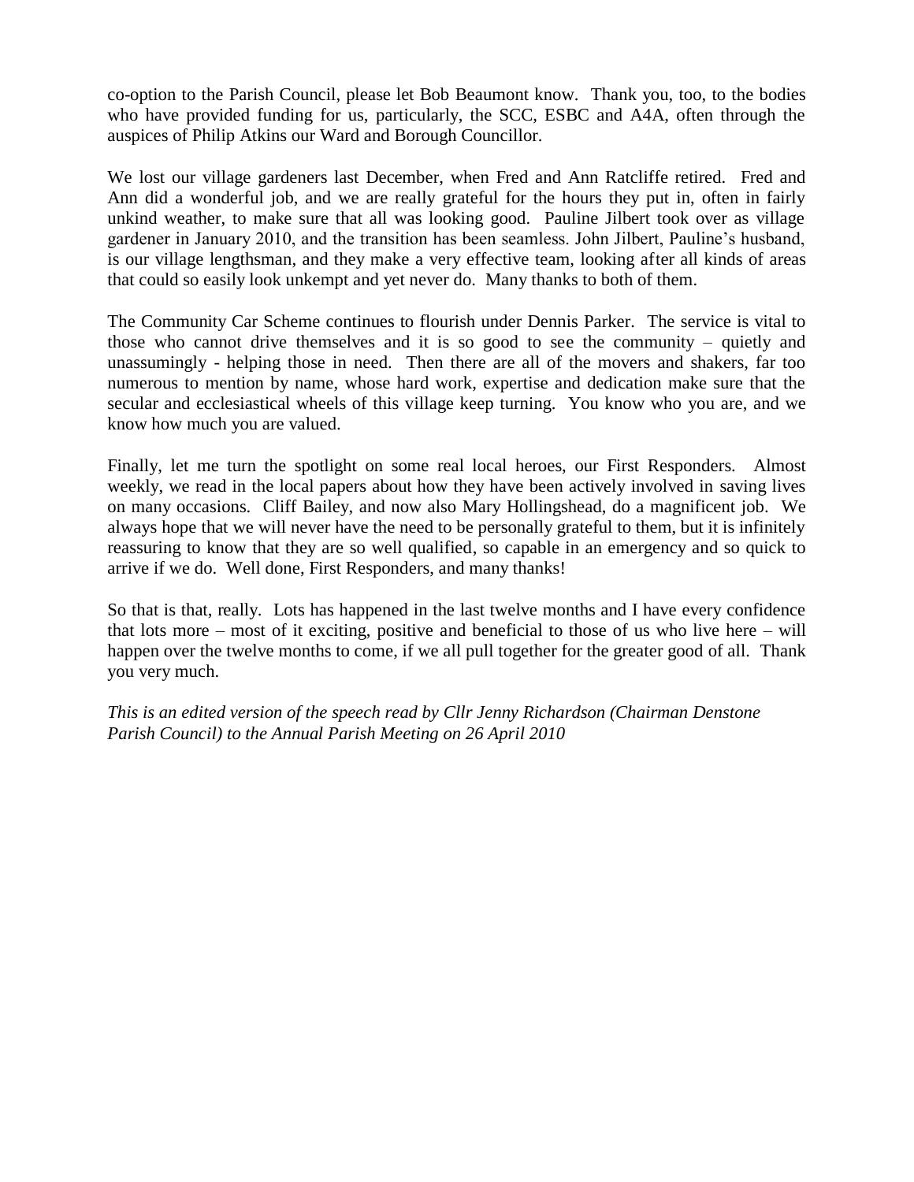co-option to the Parish Council, please let Bob Beaumont know. Thank you, too, to the bodies who have provided funding for us, particularly, the SCC, ESBC and A4A, often through the auspices of Philip Atkins our Ward and Borough Councillor.

We lost our village gardeners last December, when Fred and Ann Ratcliffe retired. Fred and Ann did a wonderful job, and we are really grateful for the hours they put in, often in fairly unkind weather, to make sure that all was looking good. Pauline Jilbert took over as village gardener in January 2010, and the transition has been seamless. John Jilbert, Pauline's husband, is our village lengthsman, and they make a very effective team, looking after all kinds of areas that could so easily look unkempt and yet never do. Many thanks to both of them.

The Community Car Scheme continues to flourish under Dennis Parker. The service is vital to those who cannot drive themselves and it is so good to see the community – quietly and unassumingly - helping those in need. Then there are all of the movers and shakers, far too numerous to mention by name, whose hard work, expertise and dedication make sure that the secular and ecclesiastical wheels of this village keep turning. You know who you are, and we know how much you are valued.

Finally, let me turn the spotlight on some real local heroes, our First Responders. Almost weekly, we read in the local papers about how they have been actively involved in saving lives on many occasions. Cliff Bailey, and now also Mary Hollingshead, do a magnificent job. We always hope that we will never have the need to be personally grateful to them, but it is infinitely reassuring to know that they are so well qualified, so capable in an emergency and so quick to arrive if we do. Well done, First Responders, and many thanks!

So that is that, really. Lots has happened in the last twelve months and I have every confidence that lots more – most of it exciting, positive and beneficial to those of us who live here – will happen over the twelve months to come, if we all pull together for the greater good of all. Thank you very much.

*This is an edited version of the speech read by Cllr Jenny Richardson (Chairman Denstone Parish Council) to the Annual Parish Meeting on 26 April 2010*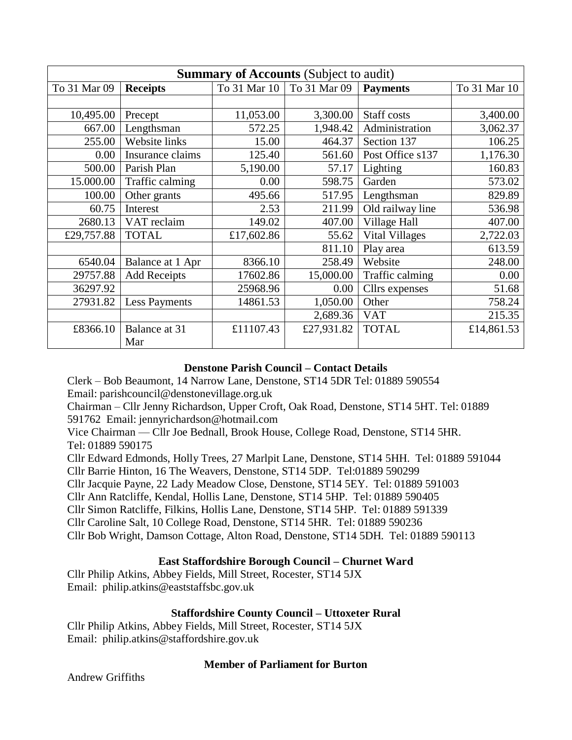| **Summary of Accounts** (Subject to audit) | | | | | |
|---|---|---|---|---|---|
| To 31 Mar 09 | **Receipts** | To 31 Mar 10 | To 31 Mar 09 | **Payments** | To 31 Mar 10 |
| | | | | | |
| 10,495.00 | Precept | 11,053.00 | 3,300.00 | Staff costs | 3,400.00 |
| 667.00 | Lengthsman | 572.25 | 1,948.42 | Administration | 3,062.37 |
| 255.00 | Website links | 15.00 | 464.37 | Section 137 | 106.25 |
| 0.00 | Insurance claims | 125.40 | 561.60 | Post Office s137 | 1,176.30 |
| 500.00 | Parish Plan | 5,190.00 | 57.17 | Lighting | 160.83 |
| 15.000.00 | Traffic calming | 0.00 | 598.75 | Garden | 573.02 |
| 100.00 | Other grants | 495.66 | 517.95 | Lengthsman | 829.89 |
| 60.75 | Interest | 2.53 | 211.99 | Old railway line | 536.98 |
| 2680.13 | VAT reclaim | 149.02 | 407.00 | Village Hall | 407.00 |
| £29,757.88 | TOTAL | £17,602.86 | 55.62 | Vital Villages | 2,722.03 |
| | | | 811.10 | Play area | 613.59 |
| 6540.04 | Balance at 1 Apr | 8366.10 | 258.49 | Website | 248.00 |
| 29757.88 | Add Receipts | 17602.86 | 15,000.00 | Traffic calming | 0.00 |
| 36297.92 | | 25968.96 | 0.00 | Cllrs expenses | 51.68 |
| 27931.82 | Less Payments | 14861.53 | 1,050.00 | Other | 758.24 |
| | | | 2,689.36 | VAT | 215.35 |
| £8366.10 | Balance at 31 Mar | £11107.43 | £27,931.82 | TOTAL | £14,861.53 |

### Denstone Parish Council – Contact Details

Clerk – Bob Beaumont, 14 Narrow Lane, Denstone, ST14 5DR Tel: 01889 590554
Email: parishcouncil@denstonevillage.org.uk
Chairman – Cllr Jenny Richardson, Upper Croft, Oak Road, Denstone, ST14 5HT. Tel: 01889 591762 Email: jennyrichardson@hotmail.com
Vice Chairman — Cllr Joe Bednall, Brook House, College Road, Denstone, ST14 5HR. Tel: 01889 590175
Cllr Edward Edmonds, Holly Trees, 27 Marlpit Lane, Denstone, ST14 5HH. Tel: 01889 591044
Cllr Barrie Hinton, 16 The Weavers, Denstone, ST14 5DP. Tel:01889 590299
Cllr Jacquie Payne, 22 Lady Meadow Close, Denstone, ST14 5EY. Tel: 01889 591003
Cllr Ann Ratcliffe, Kendal, Hollis Lane, Denstone, ST14 5HP. Tel: 01889 590405
Cllr Simon Ratcliffe, Filkins, Hollis Lane, Denstone, ST14 5HP. Tel: 01889 591339
Cllr Caroline Salt, 10 College Road, Denstone, ST14 5HR. Tel: 01889 590236
Cllr Bob Wright, Damson Cottage, Alton Road, Denstone, ST14 5DH. Tel: 01889 590113

### East Staffordshire Borough Council – Churnet Ward

Cllr Philip Atkins, Abbey Fields, Mill Street, Rocester, ST14 5JX
Email: philip.atkins@eaststaffsbc.gov.uk

### Staffordshire County Council – Uttoxeter Rural

Cllr Philip Atkins, Abbey Fields, Mill Street, Rocester, ST14 5JX
Email: philip.atkins@staffordshire.gov.uk

### Member of Parliament for Burton

Andrew Griffiths